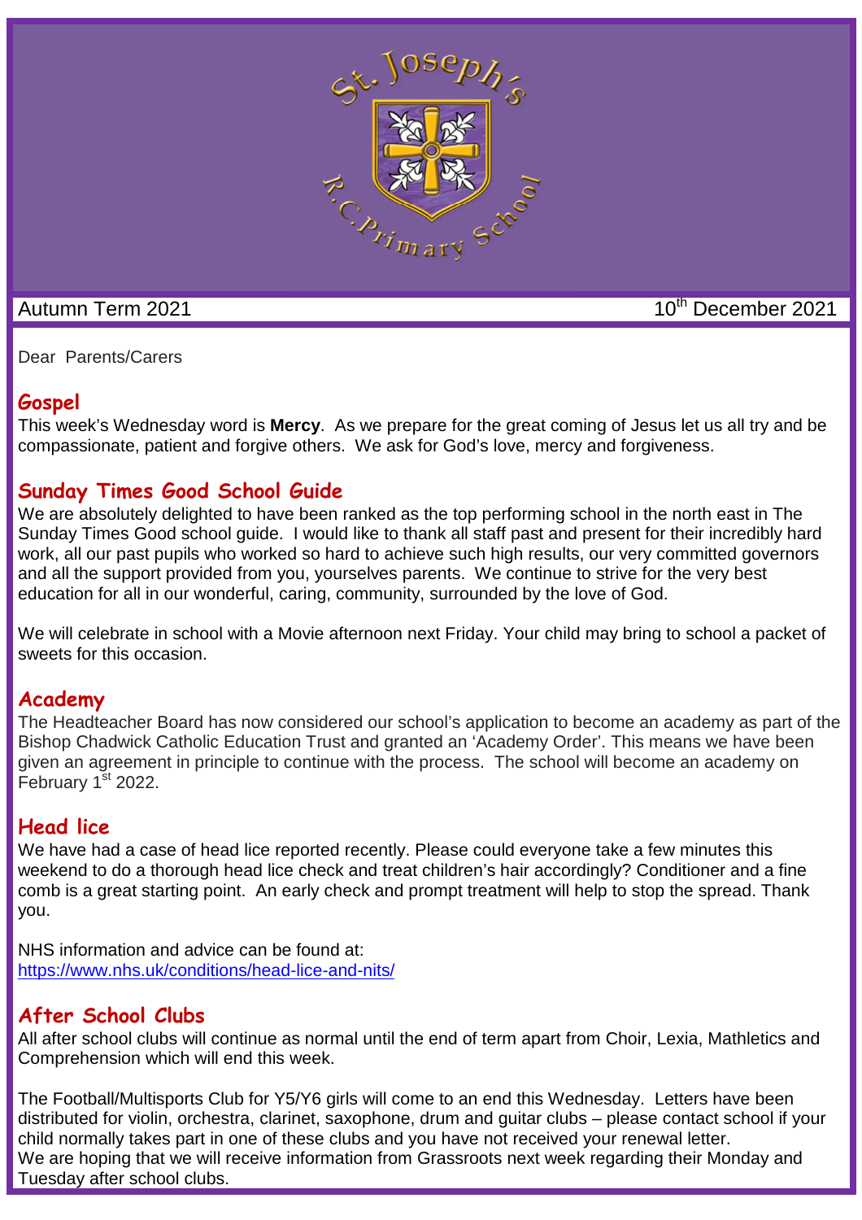Autumn Term 2021

10th December 2021

Dear Parents/Carers

## Gospel

This week's Wednesday word is **Mercy**. As we prepare for the great coming of Jesus let us all try and be compassionate, patient and forgive others. We ask for God's love, mercy and forgiveness.

## Sunday Times Good School Guide

We are absolutely delighted to have been ranked as the top performing school in the north east in The Sunday Times Good school guide. I would like to thank all staff past and present for their incredibly hard work, all our past pupils who worked so hard to achieve such high results, our very committed governors and all the support provided from you, yourselves parents. We continue to strive for the very best education for all in our wonderful, caring, community, surrounded by the love of God.

We will celebrate in school with a Movie afternoon next Friday. Your child may bring to school a packet of sweets for this occasion.

## Academy

The Headteacher Board has now considered our school's application to become an academy as part of the Bishop Chadwick Catholic Education Trust and granted an 'Academy Order'. This means we have been given an agreement in principle to continue with the process. The school will become an academy on February 1st 2022.

## Head lice

We have had a case of head lice reported recently. Please could everyone take a few minutes this weekend to do a thorough head lice check and treat children's hair accordingly? Conditioner and a fine comb is a great starting point. An early check and prompt treatment will help to stop the spread. Thank you.

NHS information and advice can be found at:
https://www.nhs.uk/conditions/head-lice-and-nits/

## After School Clubs

All after school clubs will continue as normal until the end of term apart from Choir, Lexia, Mathletics and Comprehension which will end this week.

The Football/Multisports Club for Y5/Y6 girls will come to an end this Wednesday. Letters have been distributed for violin, orchestra, clarinet, saxophone, drum and guitar clubs – please contact school if your child normally takes part in one of these clubs and you have not received your renewal letter.
We are hoping that we will receive information from Grassroots next week regarding their Monday and Tuesday after school clubs.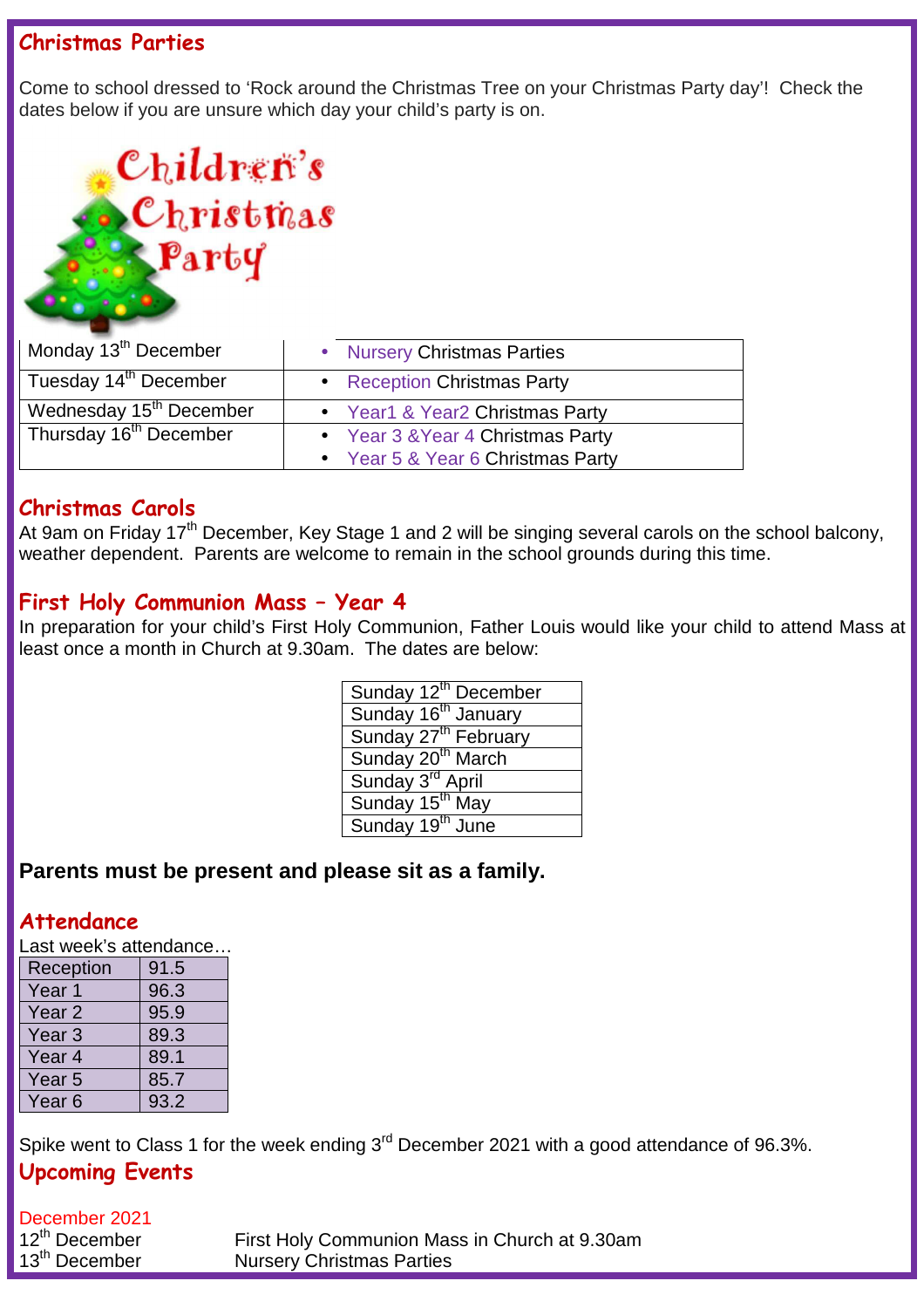## Christmas Parties

Come to school dressed to 'Rock around the Christmas Tree on your Christmas Party day'! Check the dates below if you are unsure which day your child's party is on.

Children's Christmas Party

| | |
|---|---|
| Monday 13th December | • Nursery Christmas Parties |
| Tuesday 14th December | • Reception Christmas Party |
| Wednesday 15th December | • Year1 & Year2 Christmas Party |
| Thursday 16th December | • Year 3 &Year 4 Christmas Party<br>• Year 5 & Year 6 Christmas Party |

## Christmas Carols

At 9am on Friday 17th December, Key Stage 1 and 2 will be singing several carols on the school balcony, weather dependent. Parents are welcome to remain in the school grounds during this time.

## First Holy Communion Mass – Year 4

In preparation for your child's First Holy Communion, Father Louis would like your child to attend Mass at least once a month in Church at 9.30am. The dates are below:

| |
|---|
| Sunday 12th December |
| Sunday 16th January |
| Sunday 27th February |
| Sunday 20th March |
| Sunday 3rd April |
| Sunday 15th May |
| Sunday 19th June |

**Parents must be present and please sit as a family.**

## Attendance

Last week's attendance…

| | |
|---|---|
| Reception | 91.5 |
| Year 1 | 96.3 |
| Year 2 | 95.9 |
| Year 3 | 89.3 |
| Year 4 | 89.1 |
| Year 5 | 85.7 |
| Year 6 | 93.2 |

Spike went to Class 1 for the week ending 3rd December 2021 with a good attendance of 96.3%.

## Upcoming Events

December 2021

12th December — First Holy Communion Mass in Church at 9.30am

13th December — Nursery Christmas Parties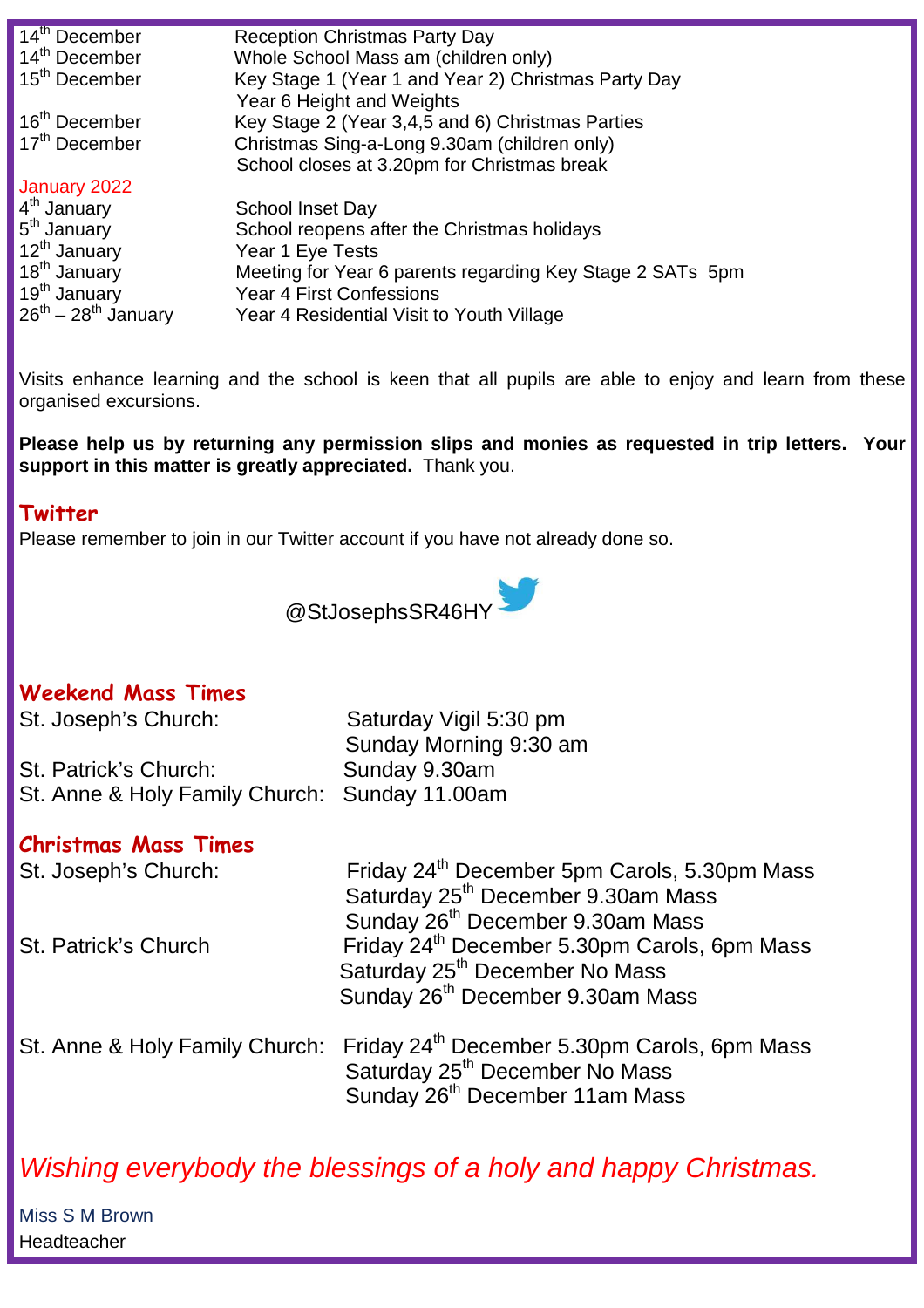| | |
|---|---|
| 14th December | Reception Christmas Party Day |
| 14th December | Whole School Mass am (children only) |
| 15th December | Key Stage 1 (Year 1 and Year 2) Christmas Party Day<br>Year 6 Height and Weights |
| 16th December | Key Stage 2 (Year 3,4,5 and 6) Christmas Parties |
| 17th December | Christmas Sing-a-Long 9.30am (children only)<br>School closes at 3.20pm for Christmas break |

**January 2022**

| | |
|---|---|
| 4th January | School Inset Day |
| 5th January | School reopens after the Christmas holidays |
| 12th January | Year 1 Eye Tests |
| 18th January | Meeting for Year 6 parents regarding Key Stage 2 SATs 5pm |
| 19th January | Year 4 First Confessions |
| 26th – 28th January | Year 4 Residential Visit to Youth Village |

Visits enhance learning and the school is keen that all pupils are able to enjoy and learn from these organised excursions.

**Please help us by returning any permission slips and monies as requested in trip letters. Your support in this matter is greatly appreciated.** Thank you.

## Twitter

Please remember to join in our Twitter account if you have not already done so.

@StJosephsSR46HY

## Weekend Mass Times

| | |
|---|---|
| St. Joseph's Church: | Saturday Vigil 5:30 pm<br>Sunday Morning 9:30 am |
| St. Patrick's Church: | Sunday 9.30am |
| St. Anne & Holy Family Church: | Sunday 11.00am |

## Christmas Mass Times

| | |
|---|---|
| St. Joseph's Church: | Friday 24th December 5pm Carols, 5.30pm Mass<br>Saturday 25th December 9.30am Mass<br>Sunday 26th December 9.30am Mass |
| St. Patrick's Church | Friday 24th December 5.30pm Carols, 6pm Mass<br>Saturday 25th December No Mass<br>Sunday 26th December 9.30am Mass |
| St. Anne & Holy Family Church: | Friday 24th December 5.30pm Carols, 6pm Mass<br>Saturday 25th December No Mass<br>Sunday 26th December 11am Mass |

*Wishing everybody the blessings of a holy and happy Christmas.*

Miss S M Brown
Headteacher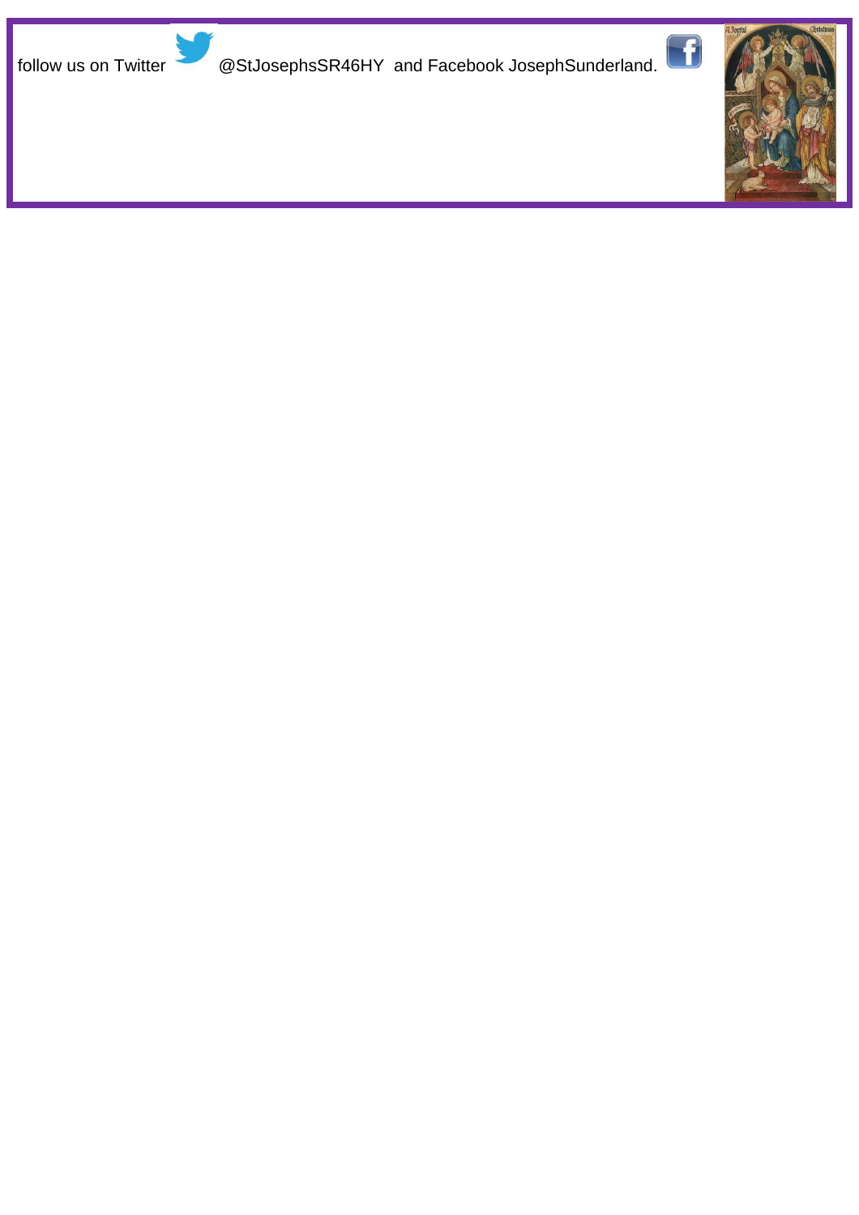follow us on Twitter @StJosephsSR46HY and Facebook JosephSunderland.